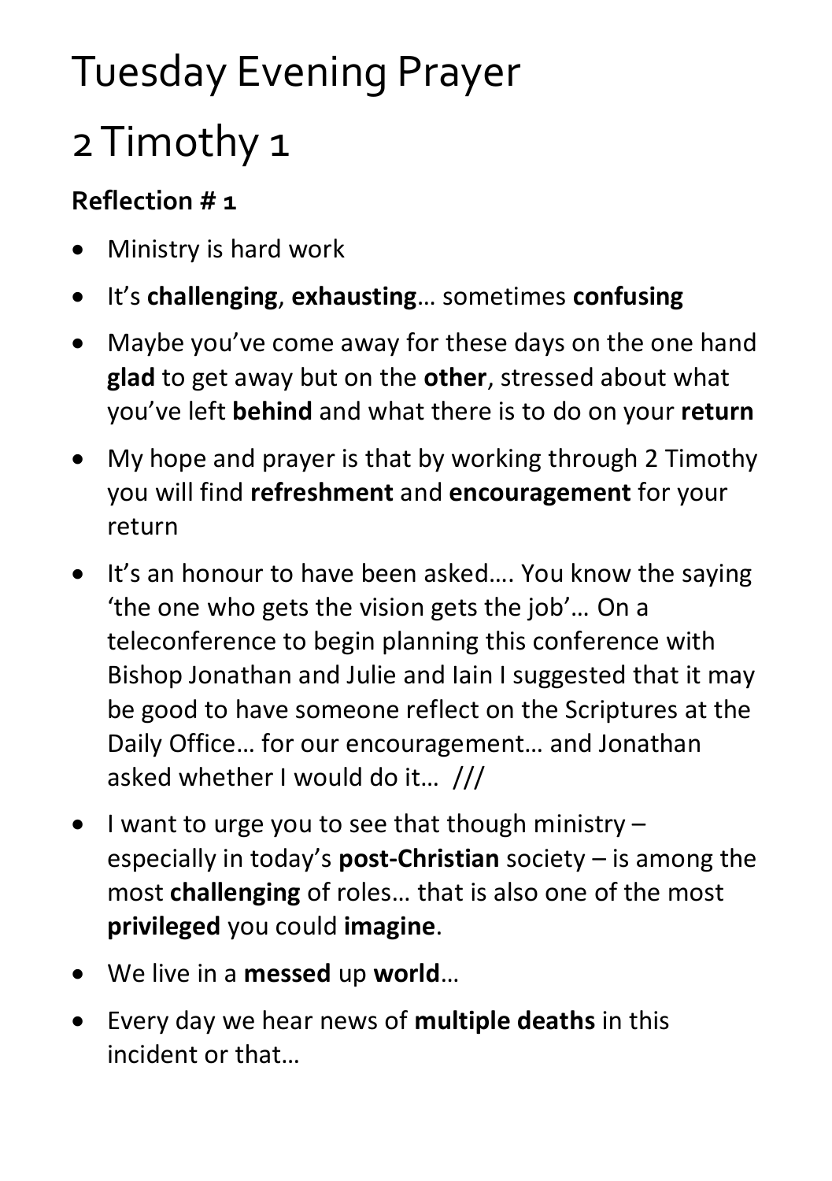# Tuesday Evening Prayer

# 2 Timothy 1

### Reflection # 1

- Ministry is hard work
- It's **challenging**, **exhausting**… sometimes **confusing**
- Maybe you've come away for these days on the one hand **glad** to get away but on the **other**, stressed about what you've left **behind** and what there is to do on your **return**
- My hope and prayer is that by working through 2 Timothy you will find **refreshment** and **encouragement** for your return
- It's an honour to have been asked…. You know the saying 'the one who gets the vision gets the job'… On a teleconference to begin planning this conference with Bishop Jonathan and Julie and Iain I suggested that it may be good to have someone reflect on the Scriptures at the Daily Office… for our encouragement… and Jonathan asked whether I would do it… ///
- I want to urge you to see that though ministry – especially in today's **post-Christian** society – is among the most **challenging** of roles… that is also one of the most **privileged** you could **imagine**.
- We live in a **messed** up **world**…
- Every day we hear news of **multiple deaths** in this incident or that…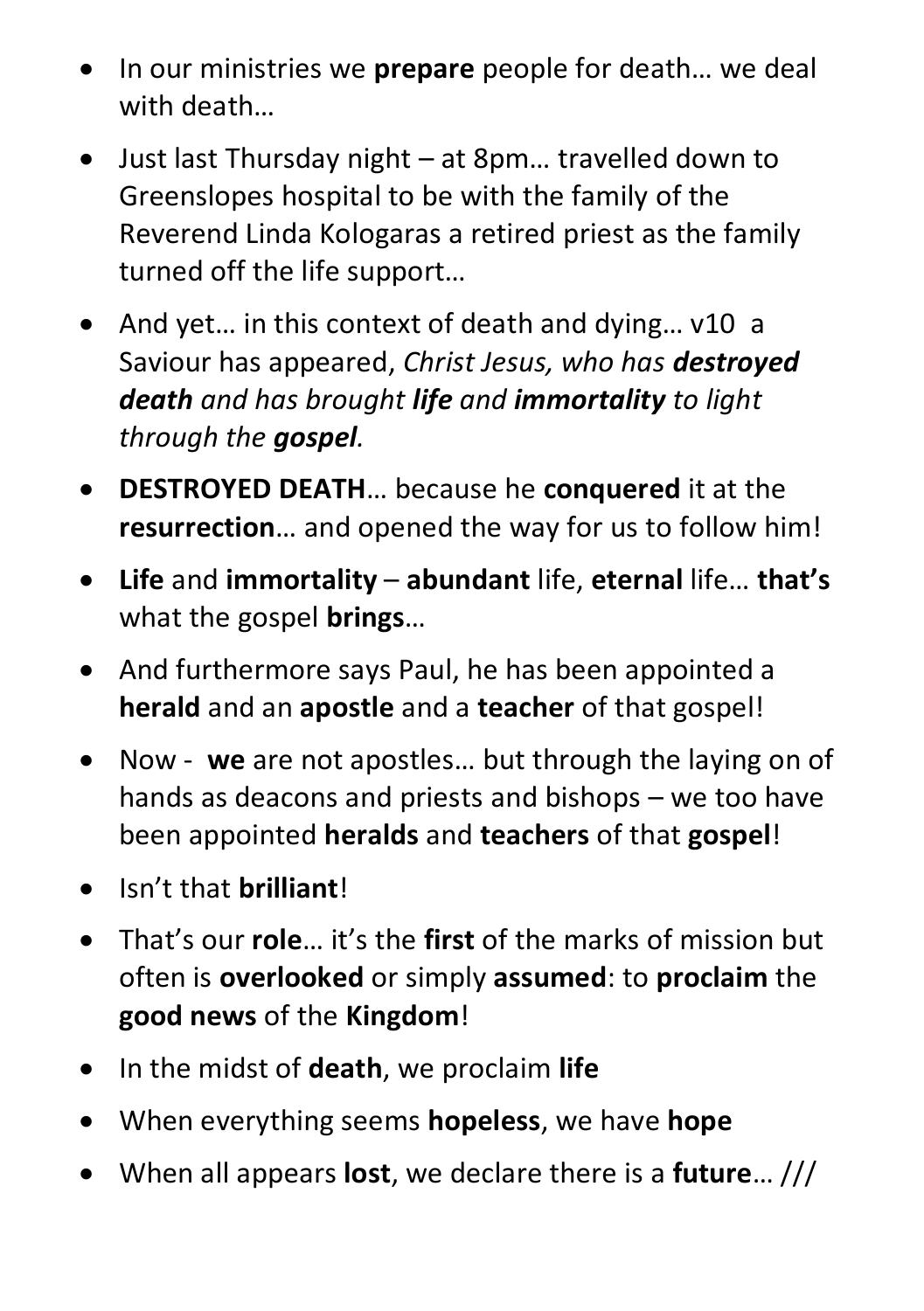- In our ministries we **prepare** people for death… we deal with death…
- Just last Thursday night – at 8pm… travelled down to Greenslopes hospital to be with the family of the Reverend Linda Kologaras a retired priest as the family turned off the life support…
- And yet… in this context of death and dying… v10 a Saviour has appeared, *Christ Jesus, who has **destroyed death** and has brought **life** and **immortality** to light through the **gospel**.*
- **DESTROYED DEATH**… because he **conquered** it at the **resurrection**… and opened the way for us to follow him!
- **Life** and **immortality** – **abundant** life, **eternal** life… **that's** what the gospel **brings**…
- And furthermore says Paul, he has been appointed a **herald** and an **apostle** and a **teacher** of that gospel!
- Now - **we** are not apostles… but through the laying on of hands as deacons and priests and bishops – we too have been appointed **heralds** and **teachers** of that **gospel**!
- Isn't that **brilliant**!
- That's our **role**… it's the **first** of the marks of mission but often is **overlooked** or simply **assumed**: to **proclaim** the **good news** of the **Kingdom**!
- In the midst of **death**, we proclaim **life**
- When everything seems **hopeless**, we have **hope**
- When all appears **lost**, we declare there is a **future**… ///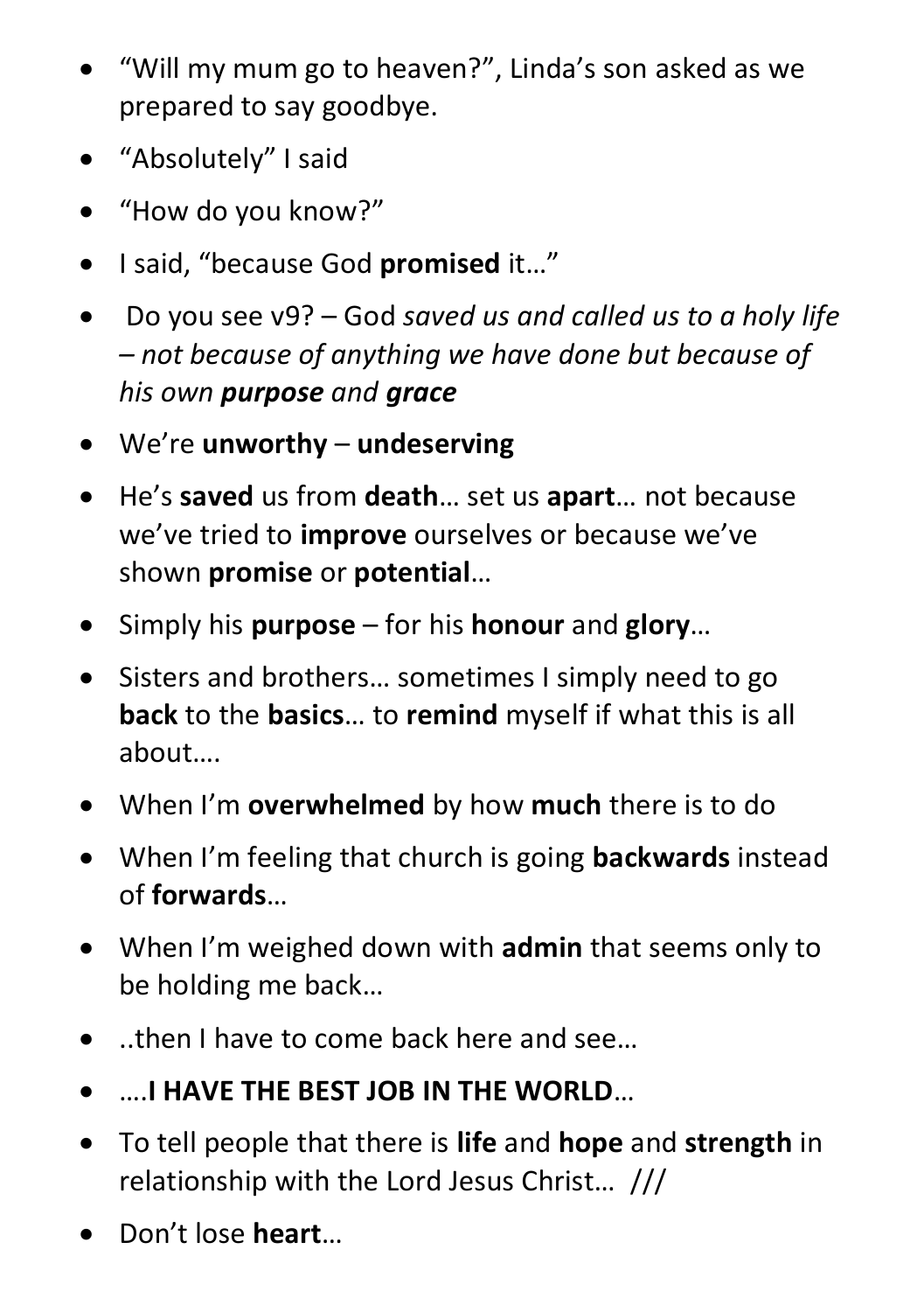- "Will my mum go to heaven?", Linda's son asked as we prepared to say goodbye.
- "Absolutely" I said
- "How do you know?"
- I said, "because God **promised** it…"
- Do you see v9? – God *saved us and called us to a holy life – not because of anything we have done but because of his own **purpose** and **grace***
- We're **unworthy** – **undeserving**
- He's **saved** us from **death**… set us **apart**… not because we've tried to **improve** ourselves or because we've shown **promise** or **potential**…
- Simply his **purpose** – for his **honour** and **glory**…
- Sisters and brothers… sometimes I simply need to go **back** to the **basics**… to **remind** myself if what this is all about….
- When I'm **overwhelmed** by how **much** there is to do
- When I'm feeling that church is going **backwards** instead of **forwards**…
- When I'm weighed down with **admin** that seems only to be holding me back…
- ..then I have to come back here and see…
- ….**I HAVE THE BEST JOB IN THE WORLD**…
- To tell people that there is **life** and **hope** and **strength** in relationship with the Lord Jesus Christ… ///
- Don't lose **heart**…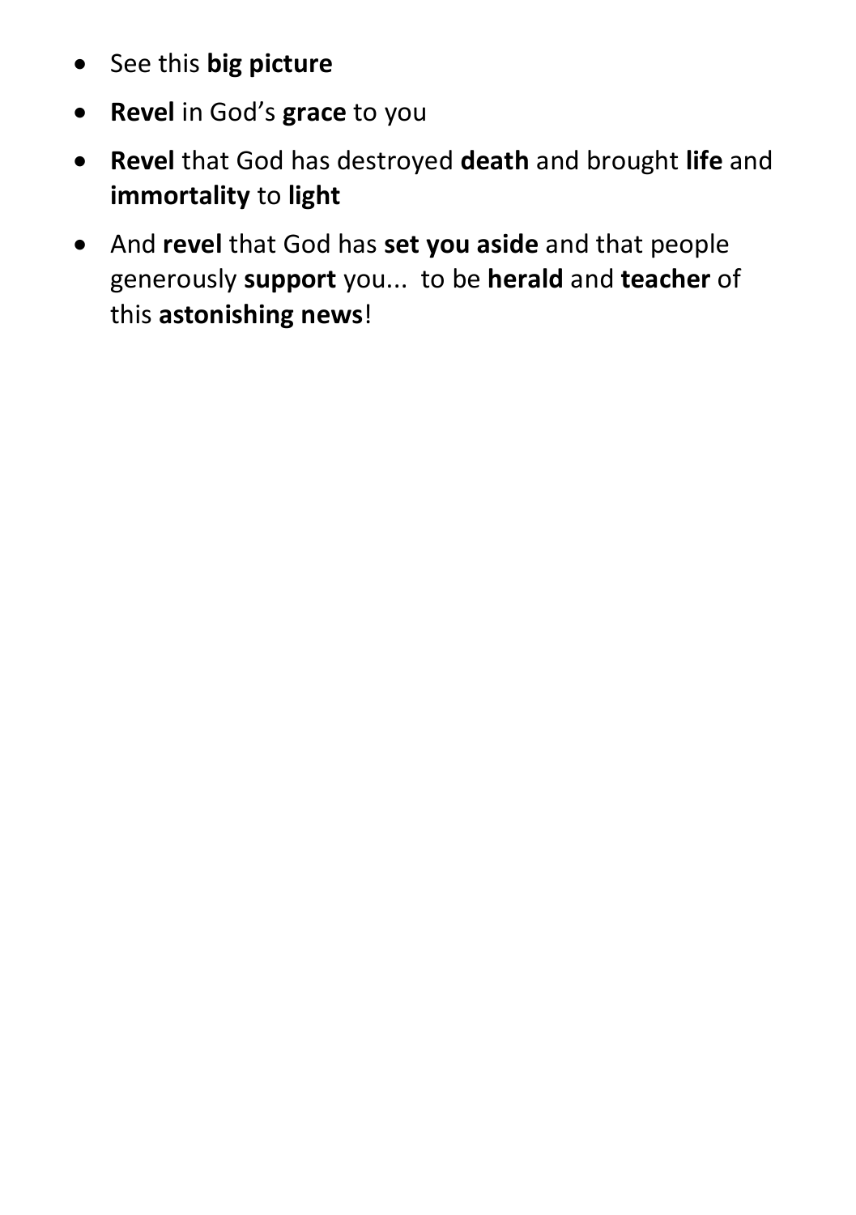- See this **big picture**
- **Revel** in God's **grace** to you
- **Revel** that God has destroyed **death** and brought **life** and **immortality** to **light**
- And **revel** that God has **set you aside** and that people generously **support** you... to be **herald** and **teacher** of this **astonishing news**!